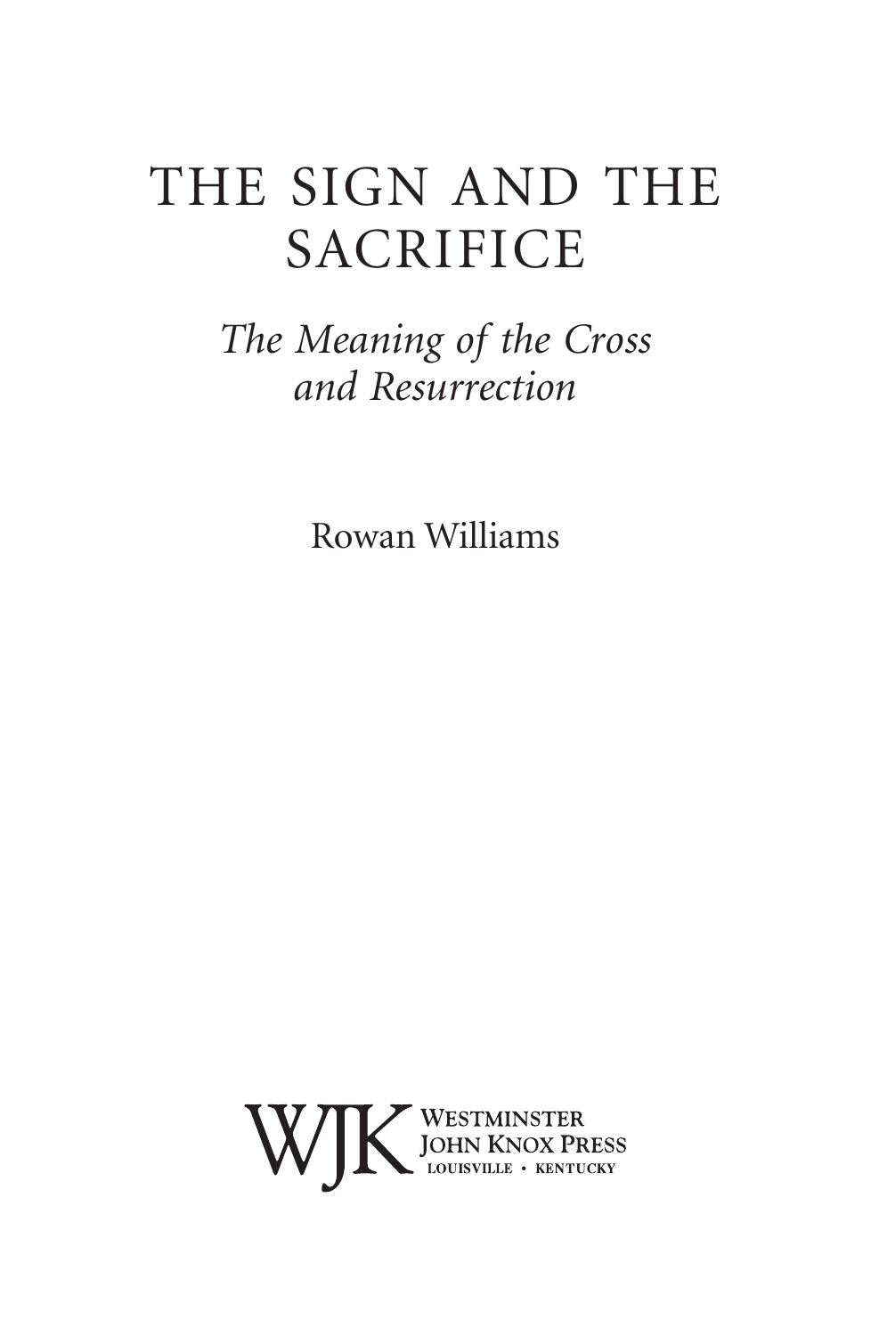# THE SIGN AND THE SACRIFICE

## *The Meaning of the Cross and Resurrection*

Rowan Williams

WJK WESTMINSTER JOHN KNOX PRESS
LOUISVILLE • KENTUCKY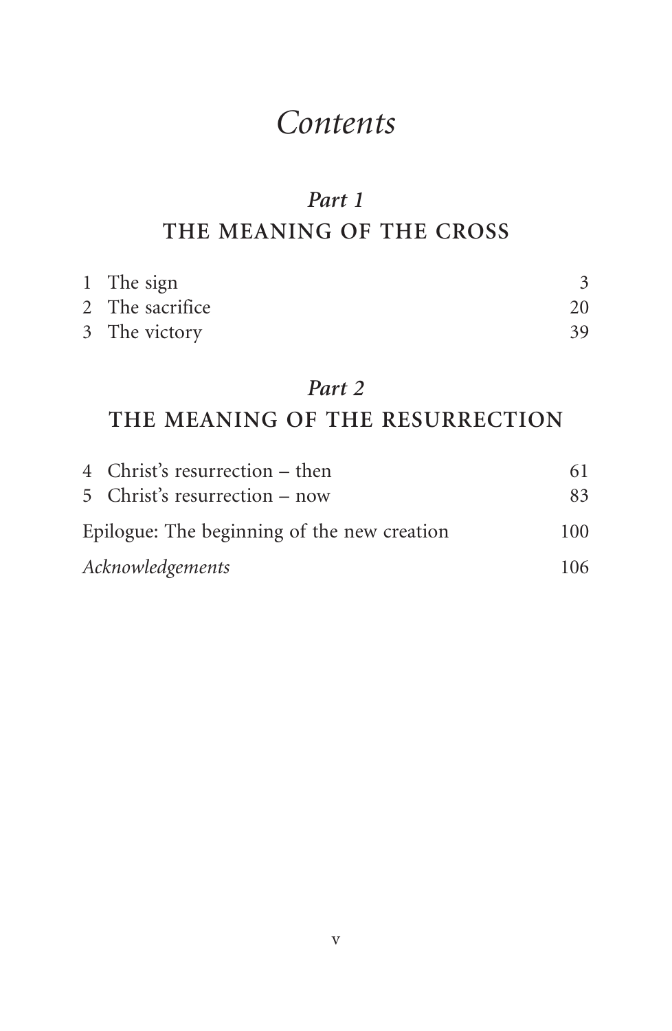# *Contents*

## *Part 1*
## THE MEANING OF THE CROSS

| | |
|---|---|
| 1 The sign | 3 |
| 2 The sacrifice | 20 |
| 3 The victory | 39 |

## *Part 2*
## THE MEANING OF THE RESURRECTION

| | |
|---|---|
| 4 Christ's resurrection – then | 61 |
| 5 Christ's resurrection – now | 83 |
| Epilogue: The beginning of the new creation | 100 |
| *Acknowledgements* | 106 |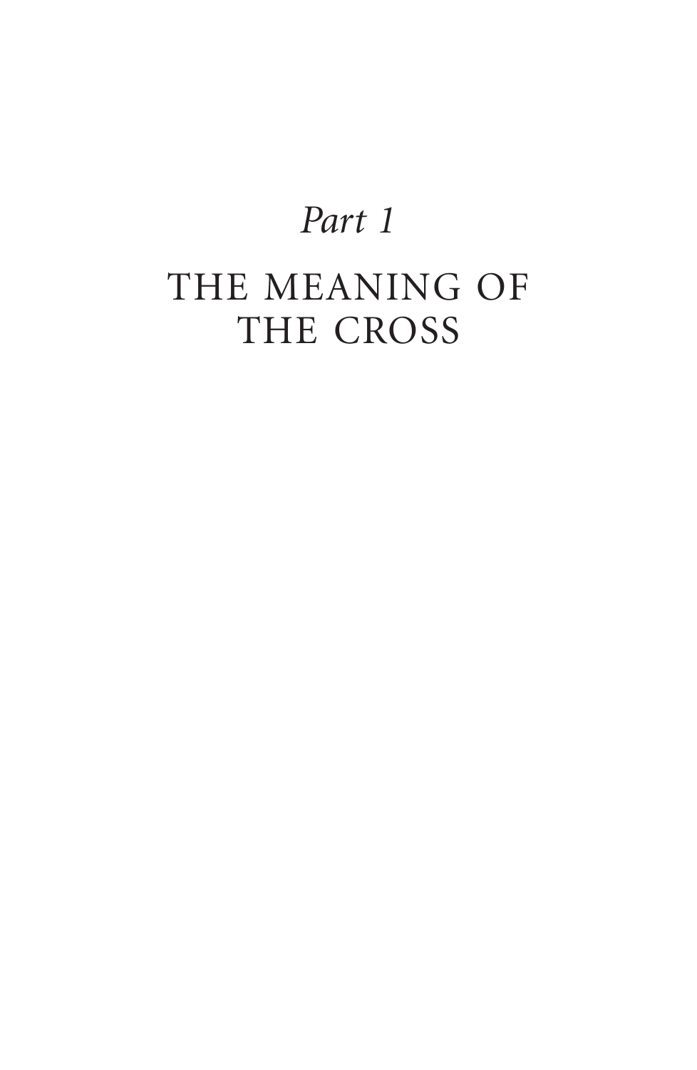# *Part 1*

# THE MEANING OF THE CROSS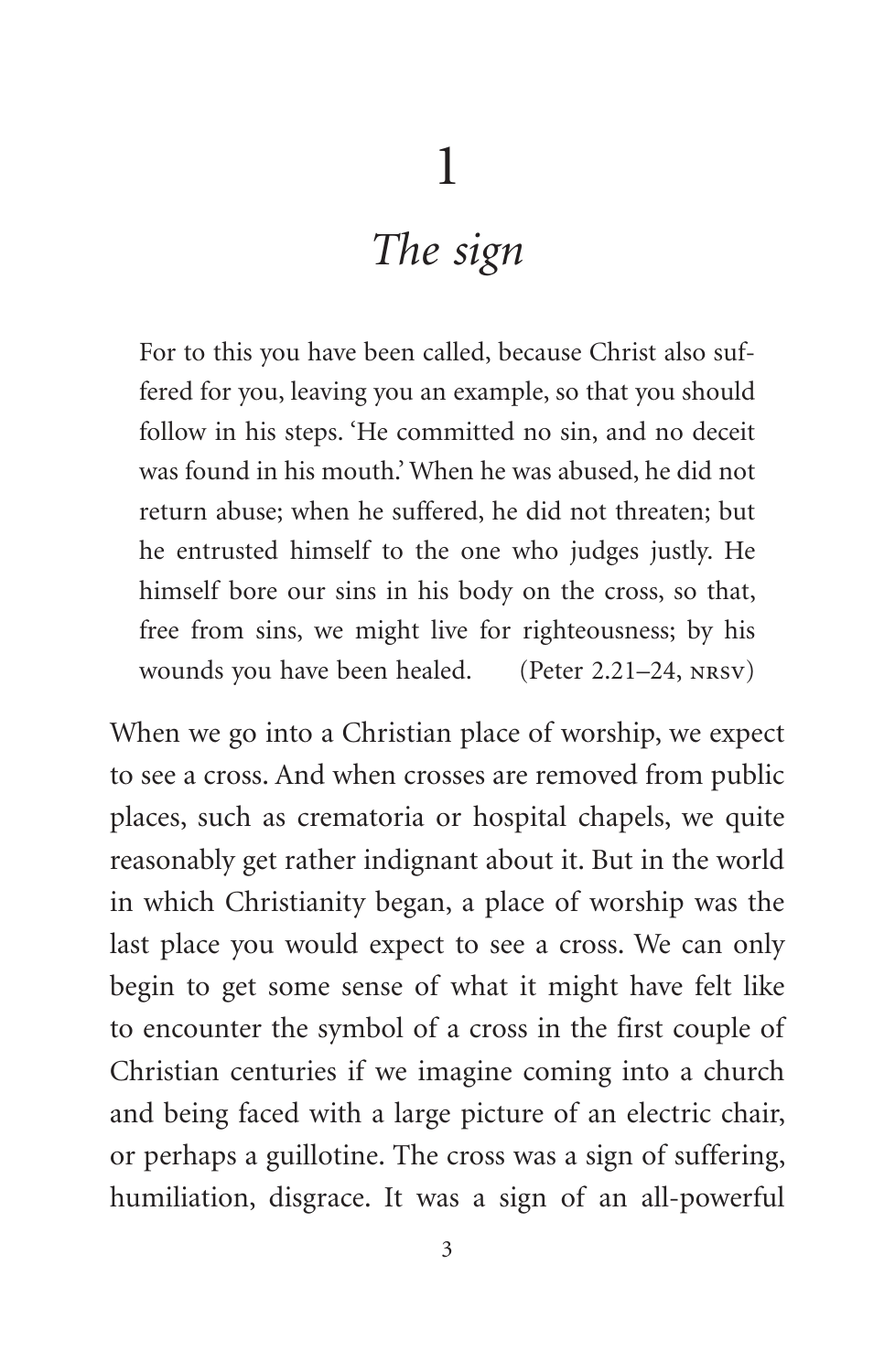# 1

## *The sign*

> For to this you have been called, because Christ also suffered for you, leaving you an example, so that you should follow in his steps. 'He committed no sin, and no deceit was found in his mouth.' When he was abused, he did not return abuse; when he suffered, he did not threaten; but he entrusted himself to the one who judges justly. He himself bore our sins in his body on the cross, so that, free from sins, we might live for righteousness; by his wounds you have been healed. (Peter 2.21–24, NRSV)

When we go into a Christian place of worship, we expect to see a cross. And when crosses are removed from public places, such as crematoria or hospital chapels, we quite reasonably get rather indignant about it. But in the world in which Christianity began, a place of worship was the last place you would expect to see a cross. We can only begin to get some sense of what it might have felt like to encounter the symbol of a cross in the first couple of Christian centuries if we imagine coming into a church and being faced with a large picture of an electric chair, or perhaps a guillotine. The cross was a sign of suffering, humiliation, disgrace. It was a sign of an all-powerful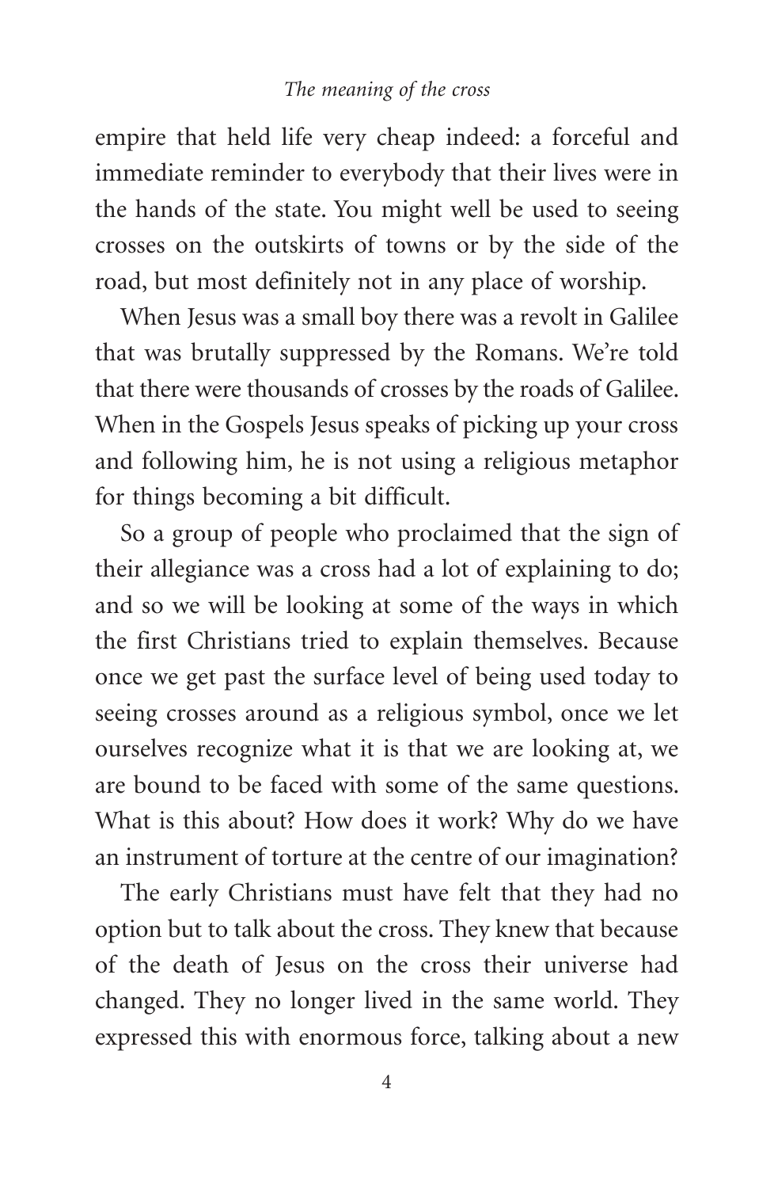empire that held life very cheap indeed: a forceful and immediate reminder to everybody that their lives were in the hands of the state. You might well be used to seeing crosses on the outskirts of towns or by the side of the road, but most definitely not in any place of worship.

When Jesus was a small boy there was a revolt in Galilee that was brutally suppressed by the Romans. We're told that there were thousands of crosses by the roads of Galilee. When in the Gospels Jesus speaks of picking up your cross and following him, he is not using a religious metaphor for things becoming a bit difficult.

So a group of people who proclaimed that the sign of their allegiance was a cross had a lot of explaining to do; and so we will be looking at some of the ways in which the first Christians tried to explain themselves. Because once we get past the surface level of being used today to seeing crosses around as a religious symbol, once we let ourselves recognize what it is that we are looking at, we are bound to be faced with some of the same questions. What is this about? How does it work? Why do we have an instrument of torture at the centre of our imagination?

The early Christians must have felt that they had no option but to talk about the cross. They knew that because of the death of Jesus on the cross their universe had changed. They no longer lived in the same world. They expressed this with enormous force, talking about a new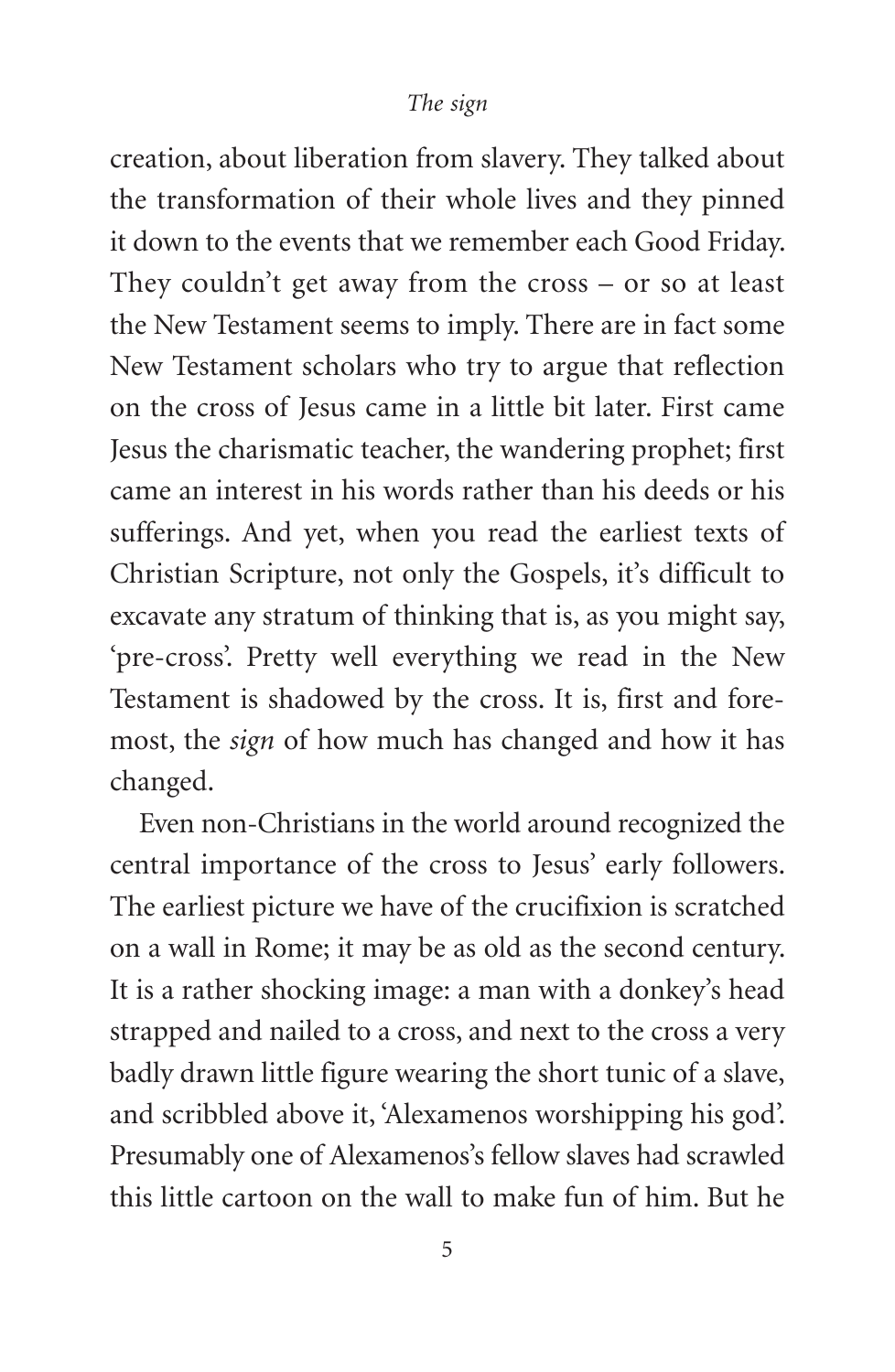creation, about liberation from slavery. They talked about the transformation of their whole lives and they pinned it down to the events that we remember each Good Friday. They couldn't get away from the cross – or so at least the New Testament seems to imply. There are in fact some New Testament scholars who try to argue that reflection on the cross of Jesus came in a little bit later. First came Jesus the charismatic teacher, the wandering prophet; first came an interest in his words rather than his deeds or his sufferings. And yet, when you read the earliest texts of Christian Scripture, not only the Gospels, it's difficult to excavate any stratum of thinking that is, as you might say, 'pre-cross'. Pretty well everything we read in the New Testament is shadowed by the cross. It is, first and foremost, the *sign* of how much has changed and how it has changed.

Even non-Christians in the world around recognized the central importance of the cross to Jesus' early followers. The earliest picture we have of the crucifixion is scratched on a wall in Rome; it may be as old as the second century. It is a rather shocking image: a man with a donkey's head strapped and nailed to a cross, and next to the cross a very badly drawn little figure wearing the short tunic of a slave, and scribbled above it, 'Alexamenos worshipping his god'. Presumably one of Alexamenos's fellow slaves had scrawled this little cartoon on the wall to make fun of him. But he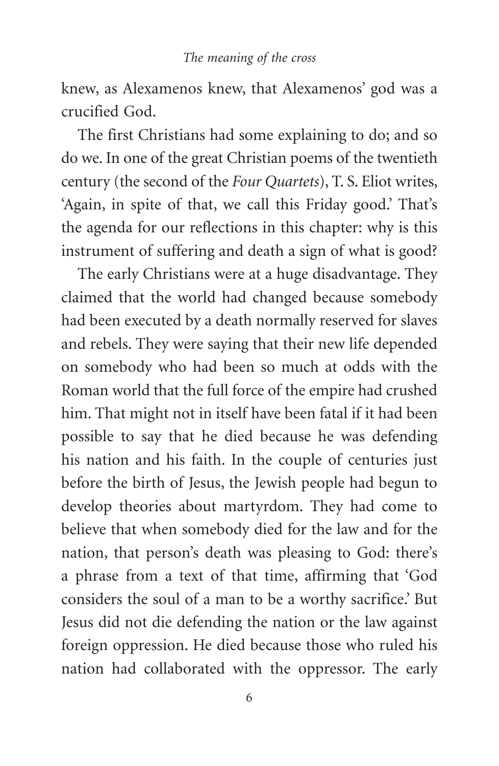knew, as Alexamenos knew, that Alexamenos' god was a crucified God.

The first Christians had some explaining to do; and so do we. In one of the great Christian poems of the twentieth century (the second of the *Four Quartets*), T. S. Eliot writes, 'Again, in spite of that, we call this Friday good.' That's the agenda for our reflections in this chapter: why is this instrument of suffering and death a sign of what is good?

The early Christians were at a huge disadvantage. They claimed that the world had changed because somebody had been executed by a death normally reserved for slaves and rebels. They were saying that their new life depended on somebody who had been so much at odds with the Roman world that the full force of the empire had crushed him. That might not in itself have been fatal if it had been possible to say that he died because he was defending his nation and his faith. In the couple of centuries just before the birth of Jesus, the Jewish people had begun to develop theories about martyrdom. They had come to believe that when somebody died for the law and for the nation, that person's death was pleasing to God: there's a phrase from a text of that time, affirming that 'God considers the soul of a man to be a worthy sacrifice.' But Jesus did not die defending the nation or the law against foreign oppression. He died because those who ruled his nation had collaborated with the oppressor. The early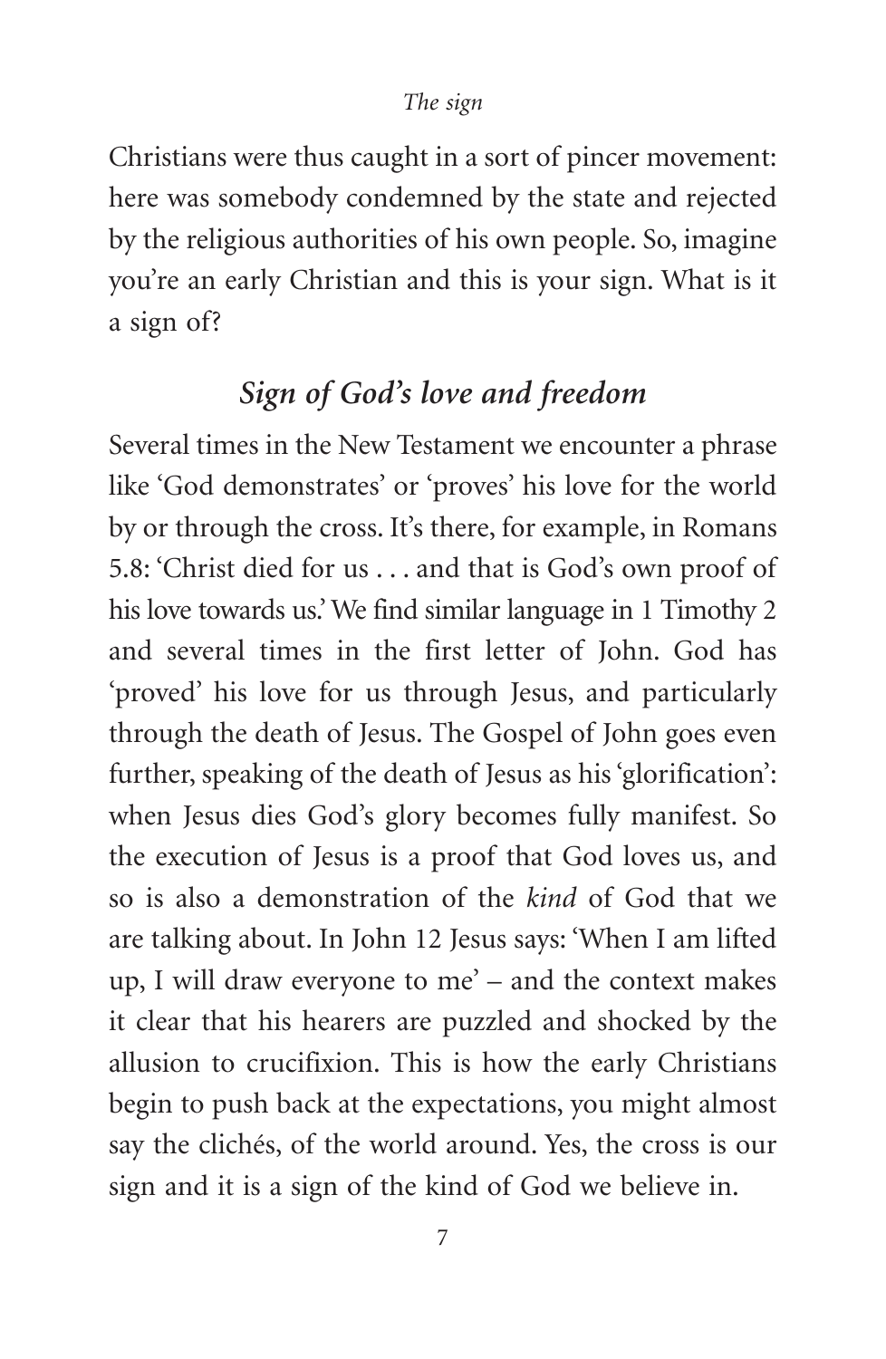Christians were thus caught in a sort of pincer movement: here was somebody condemned by the state and rejected by the religious authorities of his own people. So, imagine you're an early Christian and this is your sign. What is it a sign of?

## *Sign of God's love and freedom*

Several times in the New Testament we encounter a phrase like 'God demonstrates' or 'proves' his love for the world by or through the cross. It's there, for example, in Romans 5.8: 'Christ died for us . . . and that is God's own proof of his love towards us.' We find similar language in 1 Timothy 2 and several times in the first letter of John. God has 'proved' his love for us through Jesus, and particularly through the death of Jesus. The Gospel of John goes even further, speaking of the death of Jesus as his 'glorification': when Jesus dies God's glory becomes fully manifest. So the execution of Jesus is a proof that God loves us, and so is also a demonstration of the *kind* of God that we are talking about. In John 12 Jesus says: 'When I am lifted up, I will draw everyone to me' – and the context makes it clear that his hearers are puzzled and shocked by the allusion to crucifixion. This is how the early Christians begin to push back at the expectations, you might almost say the clichés, of the world around. Yes, the cross is our sign and it is a sign of the kind of God we believe in.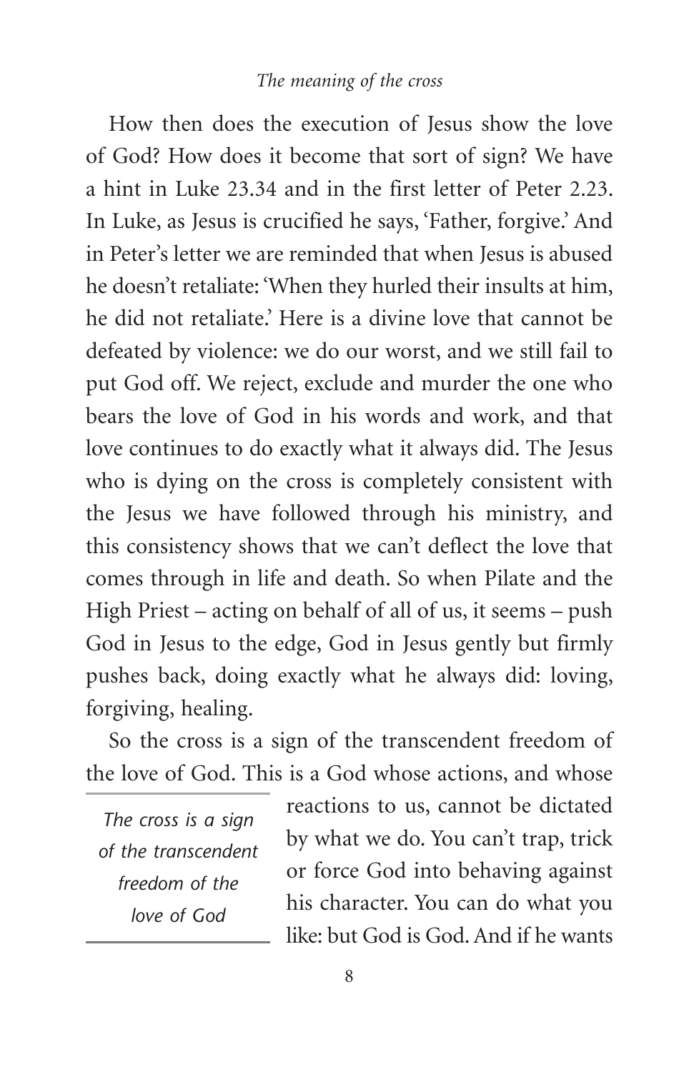How then does the execution of Jesus show the love of God? How does it become that sort of sign? We have a hint in Luke 23.34 and in the first letter of Peter 2.23. In Luke, as Jesus is crucified he says, 'Father, forgive.' And in Peter's letter we are reminded that when Jesus is abused he doesn't retaliate: 'When they hurled their insults at him, he did not retaliate.' Here is a divine love that cannot be defeated by violence: we do our worst, and we still fail to put God off. We reject, exclude and murder the one who bears the love of God in his words and work, and that love continues to do exactly what it always did. The Jesus who is dying on the cross is completely consistent with the Jesus we have followed through his ministry, and this consistency shows that we can't deflect the love that comes through in life and death. So when Pilate and the High Priest – acting on behalf of all of us, it seems – push God in Jesus to the edge, God in Jesus gently but firmly pushes back, doing exactly what he always did: loving, forgiving, healing.

So the cross is a sign of the transcendent freedom of the love of God. This is a God whose actions, and whose reactions to us, cannot be dictated by what we do. You can't trap, trick or force God into behaving against his character. You can do what you like: but God is God. And if he wants

> *The cross is a sign of the transcendent freedom of the love of God*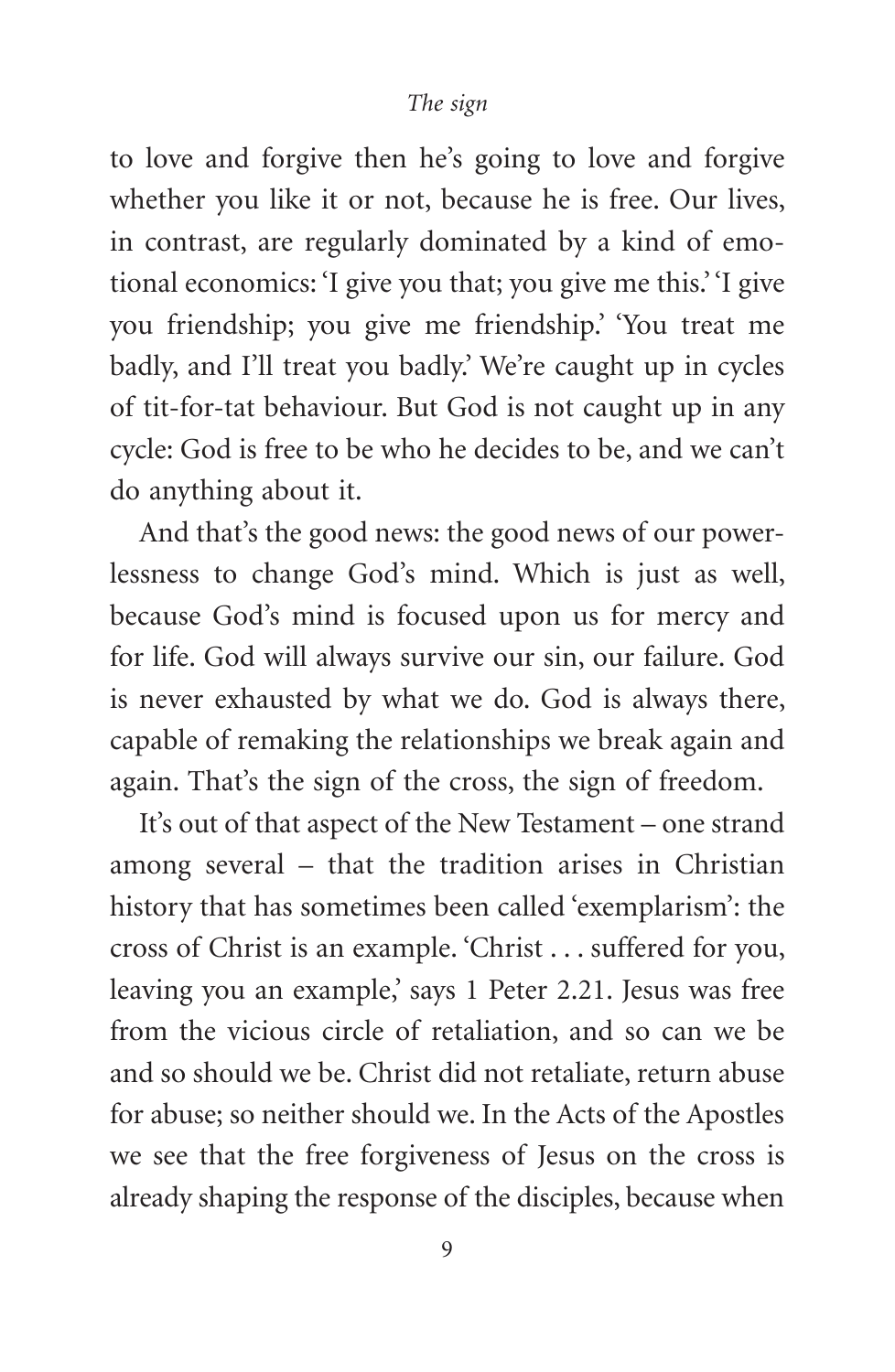to love and forgive then he's going to love and forgive whether you like it or not, because he is free. Our lives, in contrast, are regularly dominated by a kind of emotional economics: 'I give you that; you give me this.' 'I give you friendship; you give me friendship.' 'You treat me badly, and I'll treat you badly.' We're caught up in cycles of tit-for-tat behaviour. But God is not caught up in any cycle: God is free to be who he decides to be, and we can't do anything about it.

And that's the good news: the good news of our powerlessness to change God's mind. Which is just as well, because God's mind is focused upon us for mercy and for life. God will always survive our sin, our failure. God is never exhausted by what we do. God is always there, capable of remaking the relationships we break again and again. That's the sign of the cross, the sign of freedom.

It's out of that aspect of the New Testament – one strand among several – that the tradition arises in Christian history that has sometimes been called 'exemplarism': the cross of Christ is an example. 'Christ . . . suffered for you, leaving you an example,' says 1 Peter 2.21. Jesus was free from the vicious circle of retaliation, and so can we be and so should we be. Christ did not retaliate, return abuse for abuse; so neither should we. In the Acts of the Apostles we see that the free forgiveness of Jesus on the cross is already shaping the response of the disciples, because when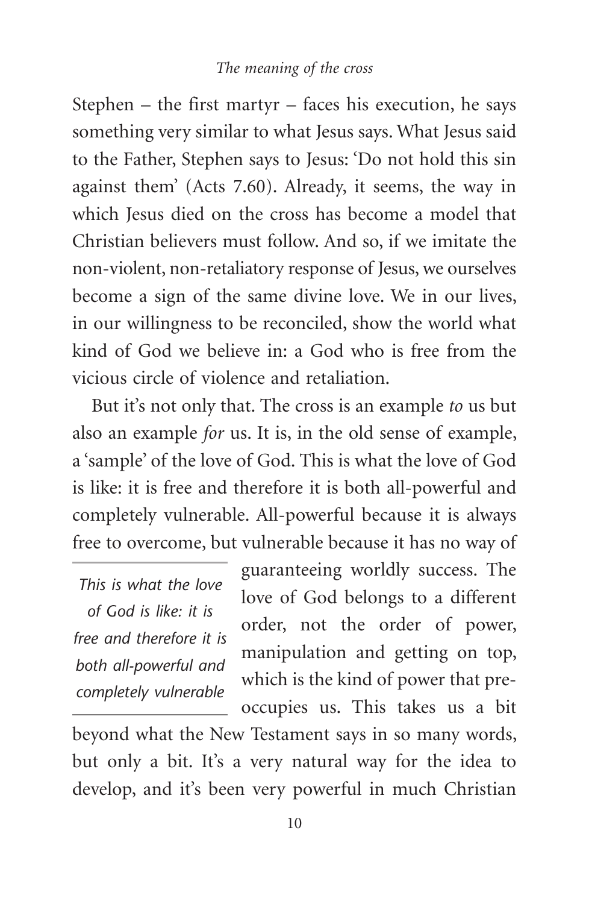Stephen – the first martyr – faces his execution, he says something very similar to what Jesus says. What Jesus said to the Father, Stephen says to Jesus: 'Do not hold this sin against them' (Acts 7.60). Already, it seems, the way in which Jesus died on the cross has become a model that Christian believers must follow. And so, if we imitate the non-violent, non-retaliatory response of Jesus, we ourselves become a sign of the same divine love. We in our lives, in our willingness to be reconciled, show the world what kind of God we believe in: a God who is free from the vicious circle of violence and retaliation.

But it's not only that. The cross is an example *to* us but also an example *for* us. It is, in the old sense of example, a 'sample' of the love of God. This is what the love of God is like: it is free and therefore it is both all-powerful and completely vulnerable. All-powerful because it is always free to overcome, but vulnerable because it has no way of guaranteeing worldly success. The love of God belongs to a different order, not the order of power, manipulation and getting on top, which is the kind of power that preoccupies us. This takes us a bit beyond what the New Testament says in so many words, but only a bit. It's a very natural way for the idea to develop, and it's been very powerful in much Christian

> *This is what the love of God is like: it is free and therefore it is both all-powerful and completely vulnerable*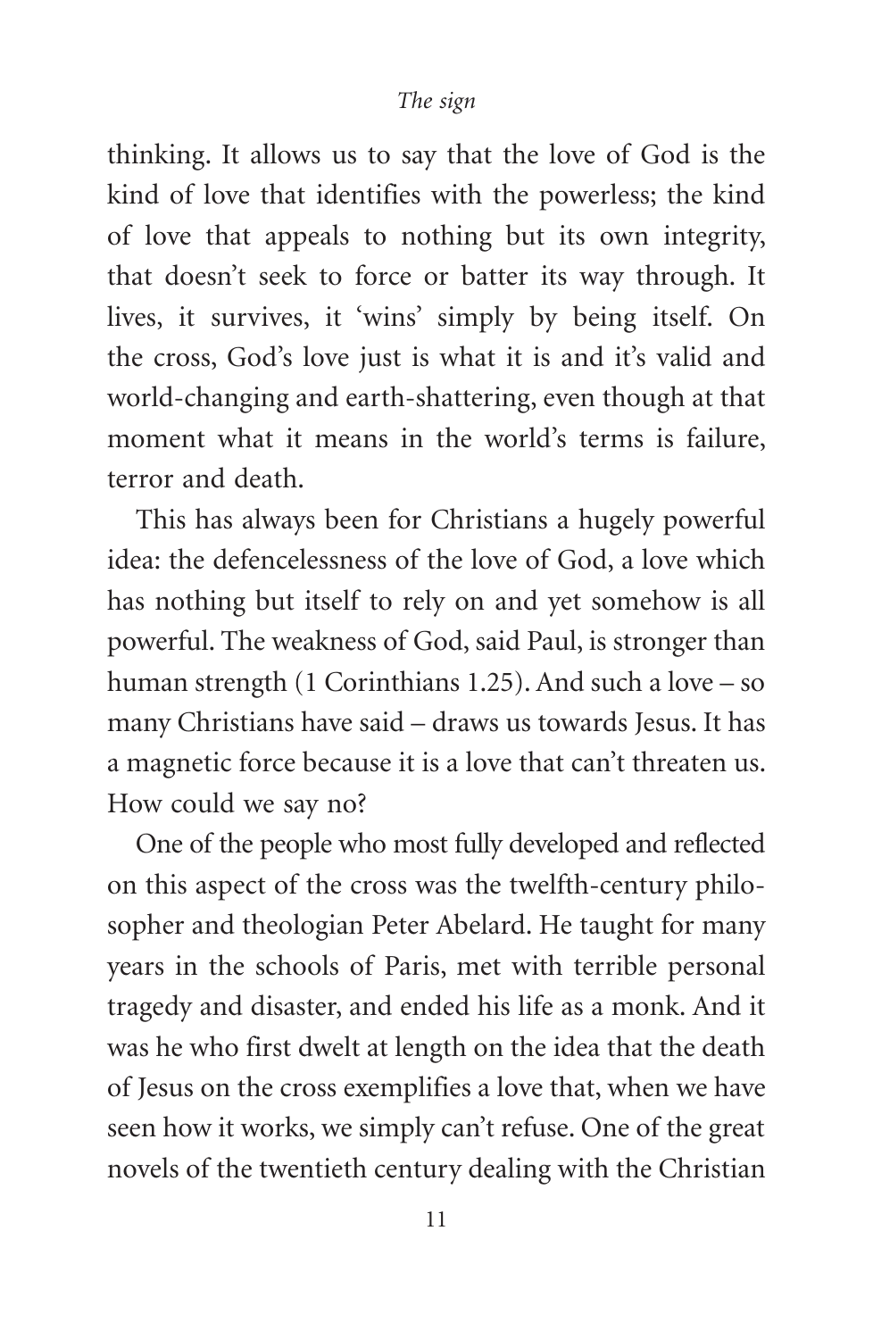thinking. It allows us to say that the love of God is the kind of love that identifies with the powerless; the kind of love that appeals to nothing but its own integrity, that doesn't seek to force or batter its way through. It lives, it survives, it 'wins' simply by being itself. On the cross, God's love just is what it is and it's valid and world-changing and earth-shattering, even though at that moment what it means in the world's terms is failure, terror and death.

This has always been for Christians a hugely powerful idea: the defencelessness of the love of God, a love which has nothing but itself to rely on and yet somehow is all powerful. The weakness of God, said Paul, is stronger than human strength (1 Corinthians 1.25). And such a love – so many Christians have said – draws us towards Jesus. It has a magnetic force because it is a love that can't threaten us. How could we say no?

One of the people who most fully developed and reflected on this aspect of the cross was the twelfth-century philosopher and theologian Peter Abelard. He taught for many years in the schools of Paris, met with terrible personal tragedy and disaster, and ended his life as a monk. And it was he who first dwelt at length on the idea that the death of Jesus on the cross exemplifies a love that, when we have seen how it works, we simply can't refuse. One of the great novels of the twentieth century dealing with the Christian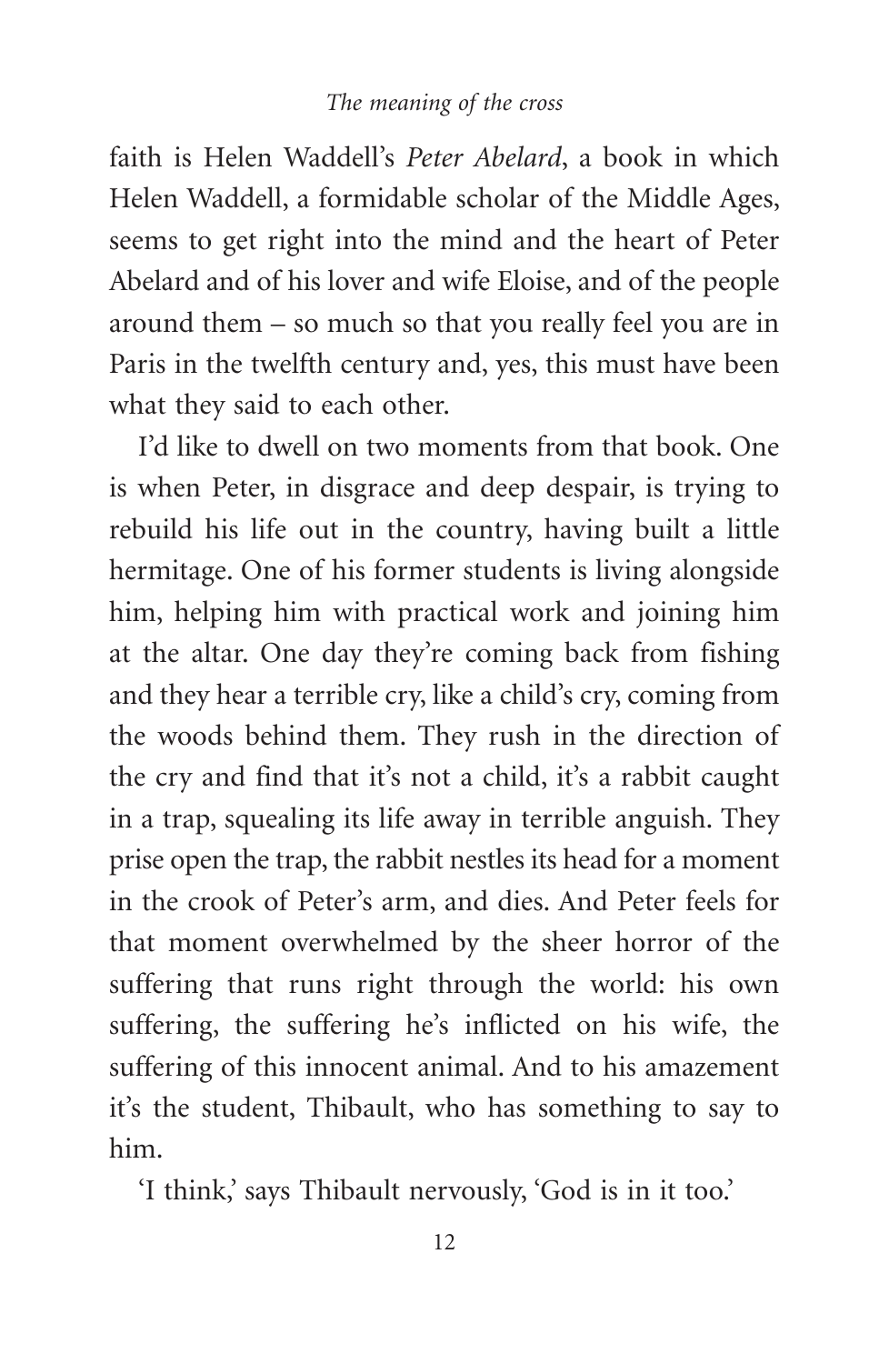faith is Helen Waddell's *Peter Abelard*, a book in which Helen Waddell, a formidable scholar of the Middle Ages, seems to get right into the mind and the heart of Peter Abelard and of his lover and wife Eloise, and of the people around them – so much so that you really feel you are in Paris in the twelfth century and, yes, this must have been what they said to each other.

I'd like to dwell on two moments from that book. One is when Peter, in disgrace and deep despair, is trying to rebuild his life out in the country, having built a little hermitage. One of his former students is living alongside him, helping him with practical work and joining him at the altar. One day they're coming back from fishing and they hear a terrible cry, like a child's cry, coming from the woods behind them. They rush in the direction of the cry and find that it's not a child, it's a rabbit caught in a trap, squealing its life away in terrible anguish. They prise open the trap, the rabbit nestles its head for a moment in the crook of Peter's arm, and dies. And Peter feels for that moment overwhelmed by the sheer horror of the suffering that runs right through the world: his own suffering, the suffering he's inflicted on his wife, the suffering of this innocent animal. And to his amazement it's the student, Thibault, who has something to say to him.

'I think,' says Thibault nervously, 'God is in it too.'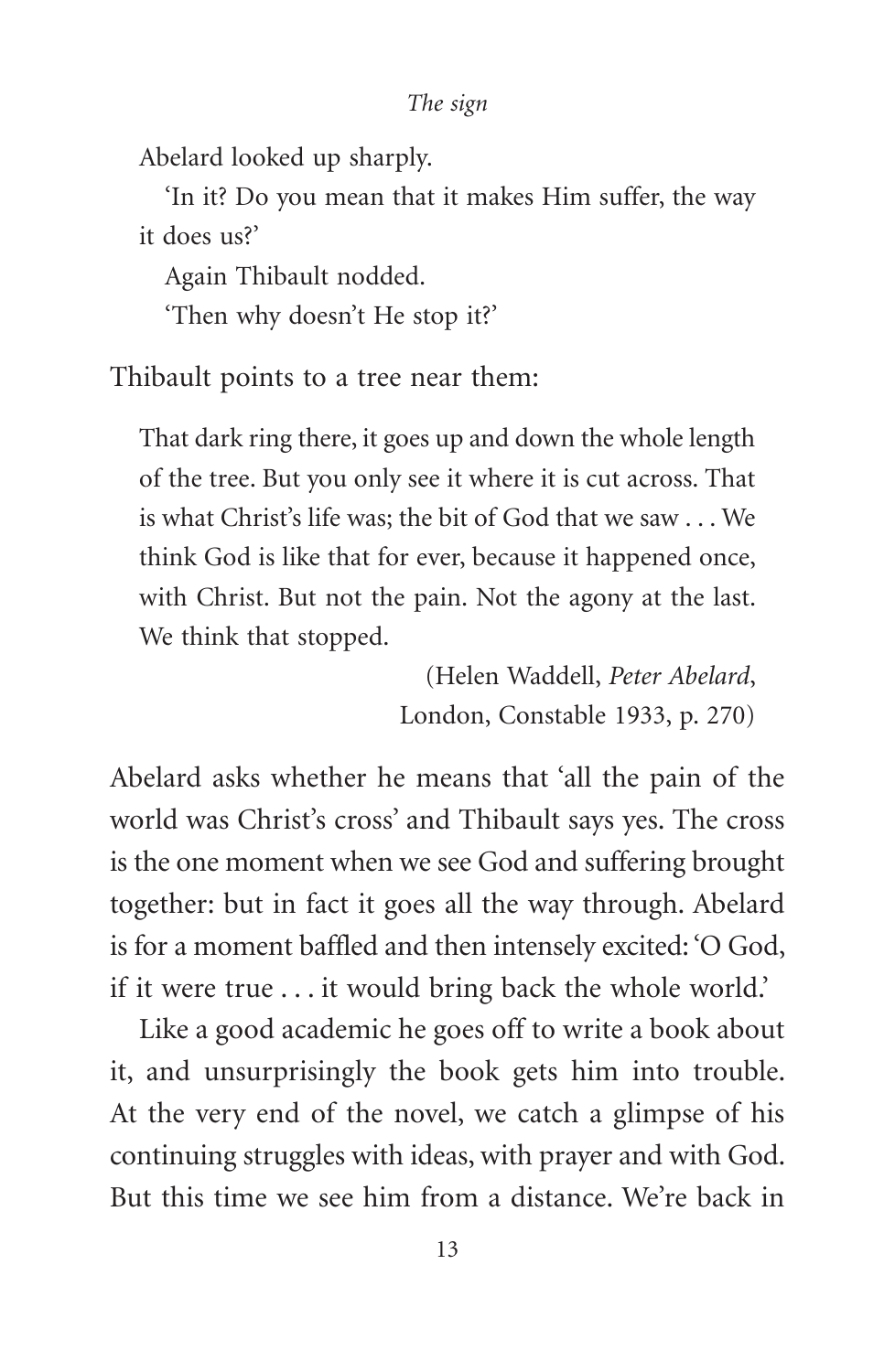> Abelard looked up sharply.
>
> 'In it? Do you mean that it makes Him suffer, the way it does us?'
>
> Again Thibault nodded.
>
> 'Then why doesn't He stop it?'

Thibault points to a tree near them:

> That dark ring there, it goes up and down the whole length of the tree. But you only see it where it is cut across. That is what Christ's life was; the bit of God that we saw . . . We think God is like that for ever, because it happened once, with Christ. But not the pain. Not the agony at the last. We think that stopped.
>
> (Helen Waddell, *Peter Abelard*, London, Constable 1933, p. 270)

Abelard asks whether he means that 'all the pain of the world was Christ's cross' and Thibault says yes. The cross is the one moment when we see God and suffering brought together: but in fact it goes all the way through. Abelard is for a moment baffled and then intensely excited: 'O God, if it were true . . . it would bring back the whole world.'

Like a good academic he goes off to write a book about it, and unsurprisingly the book gets him into trouble. At the very end of the novel, we catch a glimpse of his continuing struggles with ideas, with prayer and with God. But this time we see him from a distance. We're back in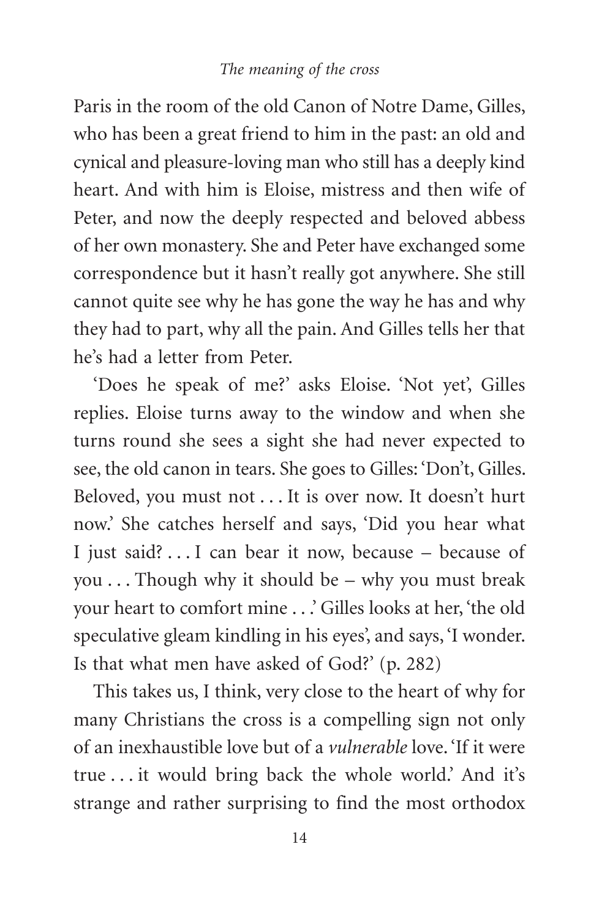Paris in the room of the old Canon of Notre Dame, Gilles, who has been a great friend to him in the past: an old and cynical and pleasure-loving man who still has a deeply kind heart. And with him is Eloise, mistress and then wife of Peter, and now the deeply respected and beloved abbess of her own monastery. She and Peter have exchanged some correspondence but it hasn't really got anywhere. She still cannot quite see why he has gone the way he has and why they had to part, why all the pain. And Gilles tells her that he's had a letter from Peter.

'Does he speak of me?' asks Eloise. 'Not yet', Gilles replies. Eloise turns away to the window and when she turns round she sees a sight she had never expected to see, the old canon in tears. She goes to Gilles: 'Don't, Gilles. Beloved, you must not . . . It is over now. It doesn't hurt now.' She catches herself and says, 'Did you hear what I just said? . . . I can bear it now, because – because of you . . . Though why it should be – why you must break your heart to comfort mine . . .' Gilles looks at her, 'the old speculative gleam kindling in his eyes', and says, 'I wonder. Is that what men have asked of God?' (p. 282)

This takes us, I think, very close to the heart of why for many Christians the cross is a compelling sign not only of an inexhaustible love but of a *vulnerable* love. 'If it were true . . . it would bring back the whole world.' And it's strange and rather surprising to find the most orthodox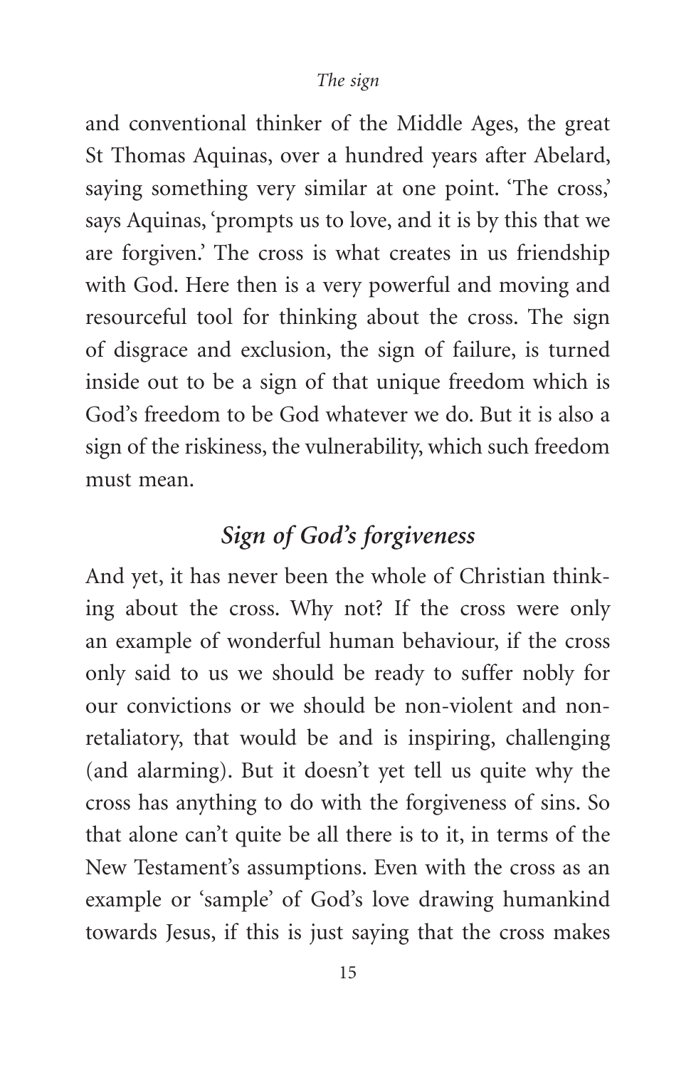and conventional thinker of the Middle Ages, the great St Thomas Aquinas, over a hundred years after Abelard, saying something very similar at one point. 'The cross,' says Aquinas, 'prompts us to love, and it is by this that we are forgiven.' The cross is what creates in us friendship with God. Here then is a very powerful and moving and resourceful tool for thinking about the cross. The sign of disgrace and exclusion, the sign of failure, is turned inside out to be a sign of that unique freedom which is God's freedom to be God whatever we do. But it is also a sign of the riskiness, the vulnerability, which such freedom must mean.

## *Sign of God's forgiveness*

And yet, it has never been the whole of Christian thinking about the cross. Why not? If the cross were only an example of wonderful human behaviour, if the cross only said to us we should be ready to suffer nobly for our convictions or we should be non-violent and non-retaliatory, that would be and is inspiring, challenging (and alarming). But it doesn't yet tell us quite why the cross has anything to do with the forgiveness of sins. So that alone can't quite be all there is to it, in terms of the New Testament's assumptions. Even with the cross as an example or 'sample' of God's love drawing humankind towards Jesus, if this is just saying that the cross makes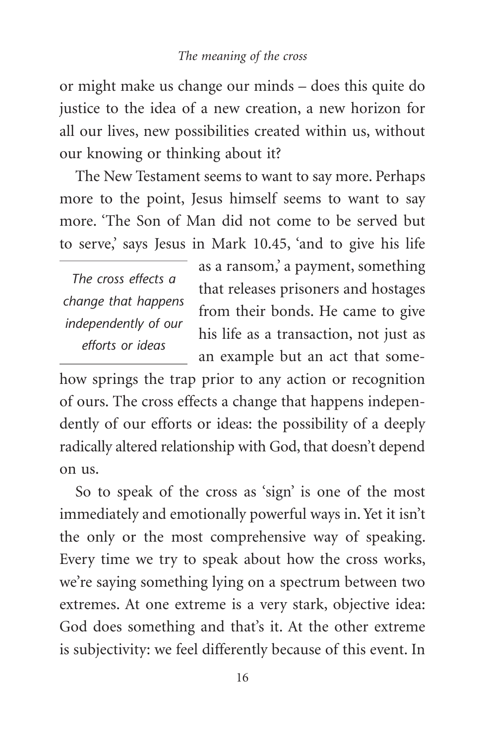or might make us change our minds – does this quite do justice to the idea of a new creation, a new horizon for all our lives, new possibilities created within us, without our knowing or thinking about it?

The New Testament seems to want to say more. Perhaps more to the point, Jesus himself seems to want to say more. 'The Son of Man did not come to be served but to serve,' says Jesus in Mark 10.45, 'and to give his life as a ransom,' a payment, something that releases prisoners and hostages from their bonds. He came to give his life as a transaction, not just as an example but an act that somehow springs the trap prior to any action or recognition of ours. The cross effects a change that happens independently of our efforts or ideas: the possibility of a deeply radically altered relationship with God, that doesn't depend on us.

> *The cross effects a change that happens independently of our efforts or ideas*

So to speak of the cross as 'sign' is one of the most immediately and emotionally powerful ways in. Yet it isn't the only or the most comprehensive way of speaking. Every time we try to speak about how the cross works, we're saying something lying on a spectrum between two extremes. At one extreme is a very stark, objective idea: God does something and that's it. At the other extreme is subjectivity: we feel differently because of this event. In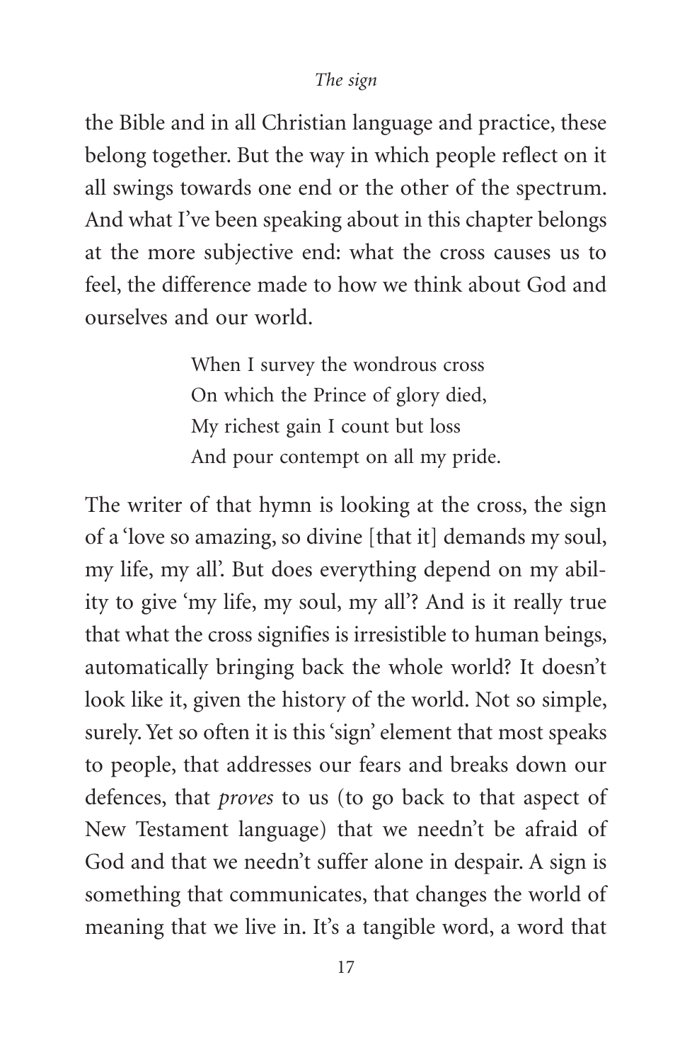the Bible and in all Christian language and practice, these belong together. But the way in which people reflect on it all swings towards one end or the other of the spectrum. And what I've been speaking about in this chapter belongs at the more subjective end: what the cross causes us to feel, the difference made to how we think about God and ourselves and our world.

> When I survey the wondrous cross
> On which the Prince of glory died,
> My richest gain I count but loss
> And pour contempt on all my pride.

The writer of that hymn is looking at the cross, the sign of a 'love so amazing, so divine [that it] demands my soul, my life, my all'. But does everything depend on my ability to give 'my life, my soul, my all'? And is it really true that what the cross signifies is irresistible to human beings, automatically bringing back the whole world? It doesn't look like it, given the history of the world. Not so simple, surely. Yet so often it is this 'sign' element that most speaks to people, that addresses our fears and breaks down our defences, that *proves* to us (to go back to that aspect of New Testament language) that we needn't be afraid of God and that we needn't suffer alone in despair. A sign is something that communicates, that changes the world of meaning that we live in. It's a tangible word, a word that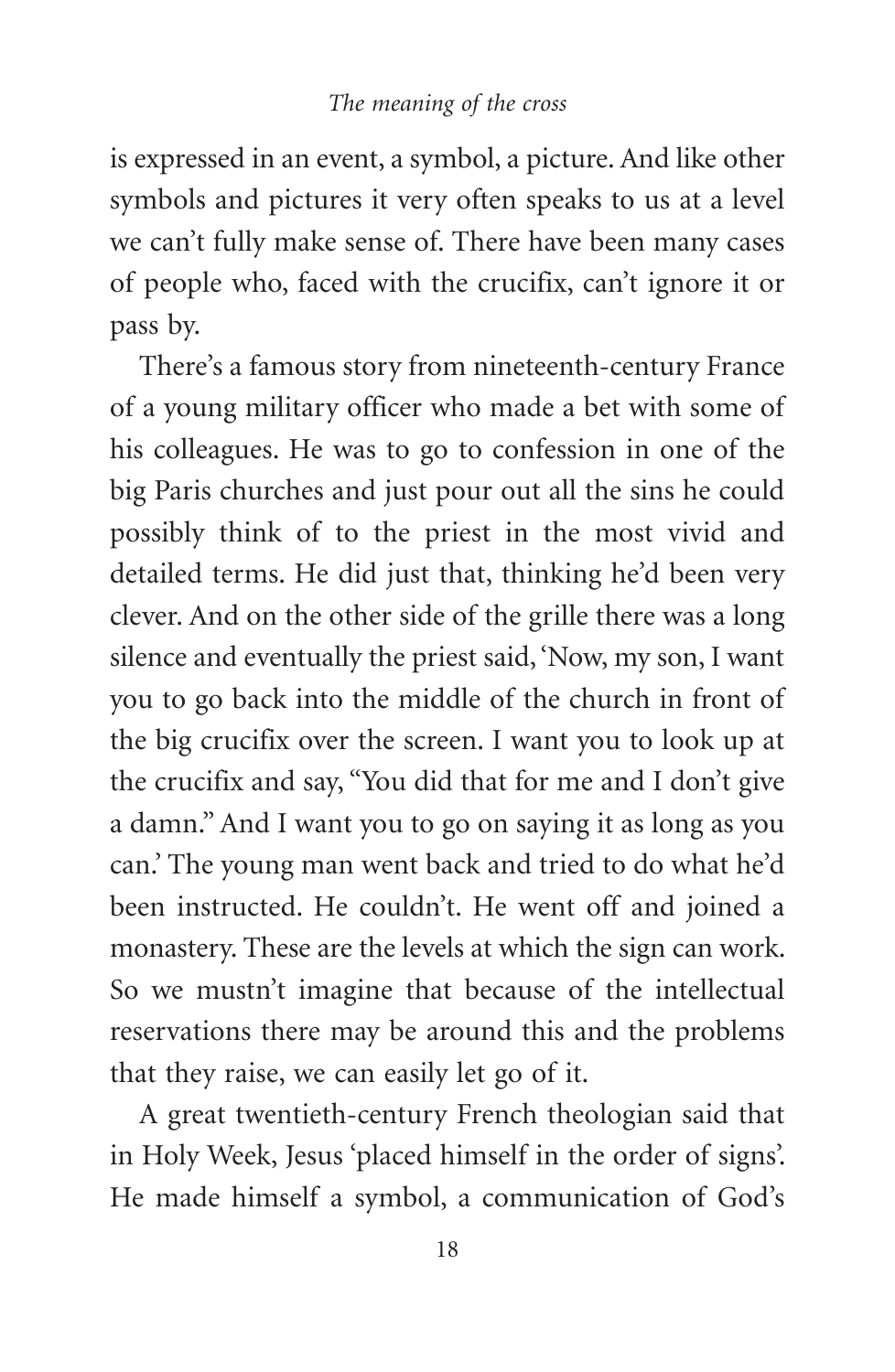is expressed in an event, a symbol, a picture. And like other symbols and pictures it very often speaks to us at a level we can't fully make sense of. There have been many cases of people who, faced with the crucifix, can't ignore it or pass by.

There's a famous story from nineteenth-century France of a young military officer who made a bet with some of his colleagues. He was to go to confession in one of the big Paris churches and just pour out all the sins he could possibly think of to the priest in the most vivid and detailed terms. He did just that, thinking he'd been very clever. And on the other side of the grille there was a long silence and eventually the priest said, 'Now, my son, I want you to go back into the middle of the church in front of the big crucifix over the screen. I want you to look up at the crucifix and say, "You did that for me and I don't give a damn." And I want you to go on saying it as long as you can.' The young man went back and tried to do what he'd been instructed. He couldn't. He went off and joined a monastery. These are the levels at which the sign can work. So we mustn't imagine that because of the intellectual reservations there may be around this and the problems that they raise, we can easily let go of it.

A great twentieth-century French theologian said that in Holy Week, Jesus 'placed himself in the order of signs'. He made himself a symbol, a communication of God's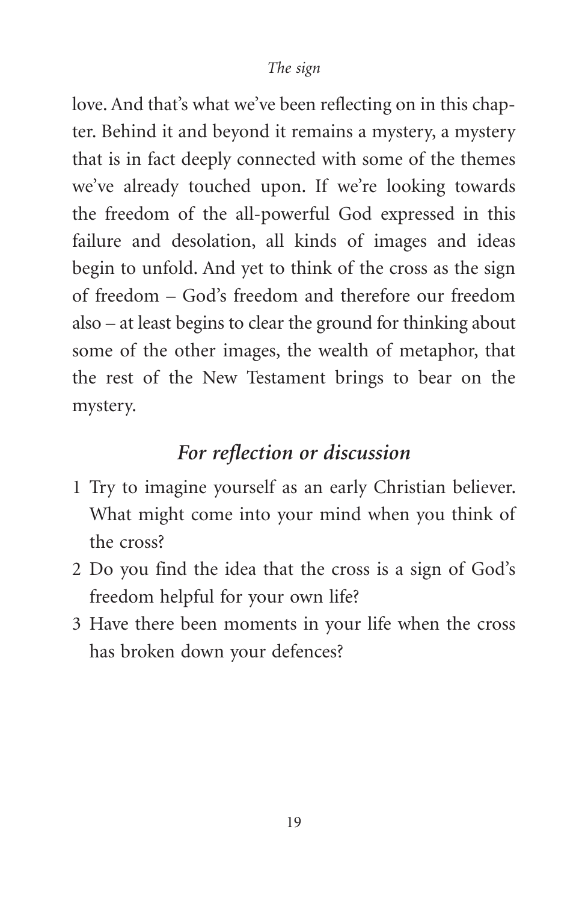love. And that's what we've been reflecting on in this chapter. Behind it and beyond it remains a mystery, a mystery that is in fact deeply connected with some of the themes we've already touched upon. If we're looking towards the freedom of the all-powerful God expressed in this failure and desolation, all kinds of images and ideas begin to unfold. And yet to think of the cross as the sign of freedom – God's freedom and therefore our freedom also – at least begins to clear the ground for thinking about some of the other images, the wealth of metaphor, that the rest of the New Testament brings to bear on the mystery.

## *For reflection or discussion*

1. Try to imagine yourself as an early Christian believer. What might come into your mind when you think of the cross?
2. Do you find the idea that the cross is a sign of God's freedom helpful for your own life?
3. Have there been moments in your life when the cross has broken down your defences?